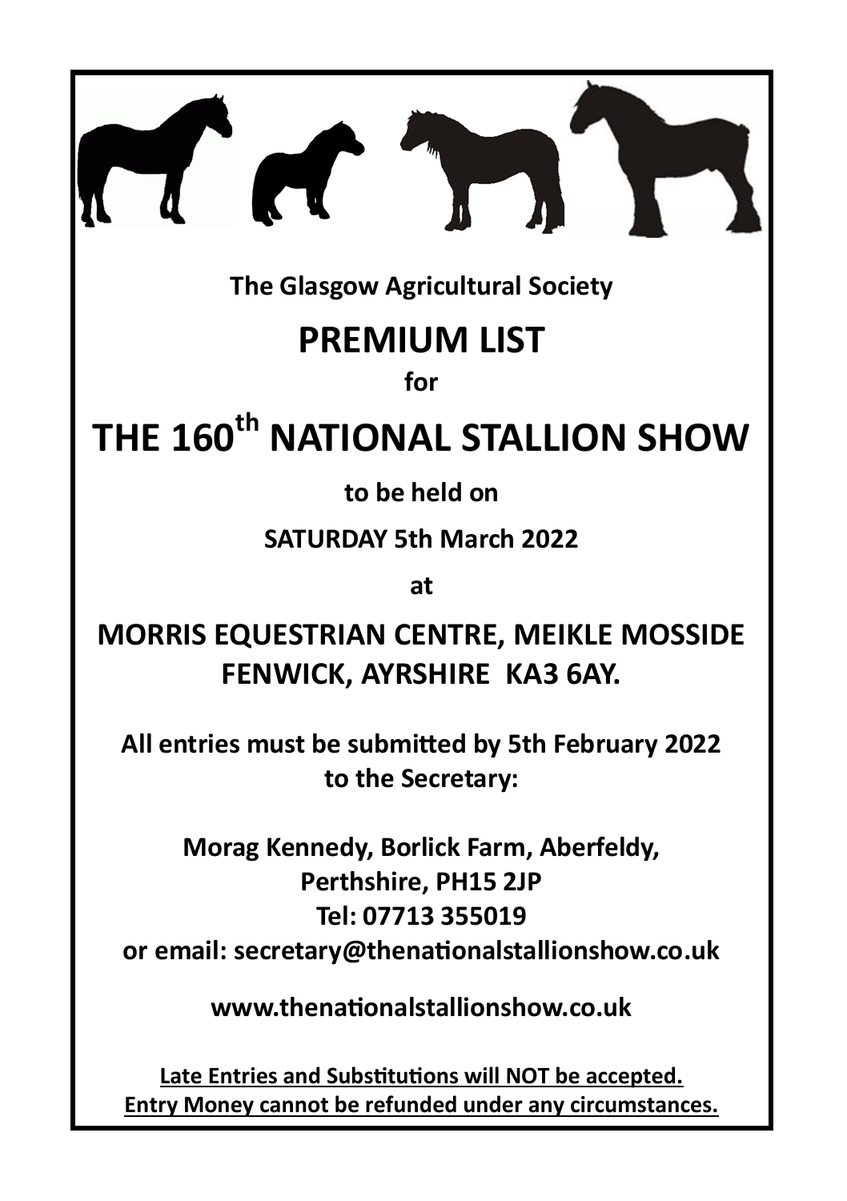**The Glasgow Agricultural Society**

# PREMIUM LIST

**for**

# THE 160th NATIONAL STALLION SHOW

**to be held on**

**SATURDAY 5th March 2022**

**at**

## MORRIS EQUESTRIAN CENTRE, MEIKLE MOSSIDE FENWICK, AYRSHIRE KA3 6AY.

**All entries must be submitted by 5th February 2022 to the Secretary:**

**Morag Kennedy, Borlick Farm, Aberfeldy, Perthshire, PH15 2JP**
**Tel: 07713 355019**
**or email: secretary@thenationalstallionshow.co.uk**

**www.thenationalstallionshow.co.uk**

**Late Entries and Substitutions will NOT be accepted.**
**Entry Money cannot be refunded under any circumstances.**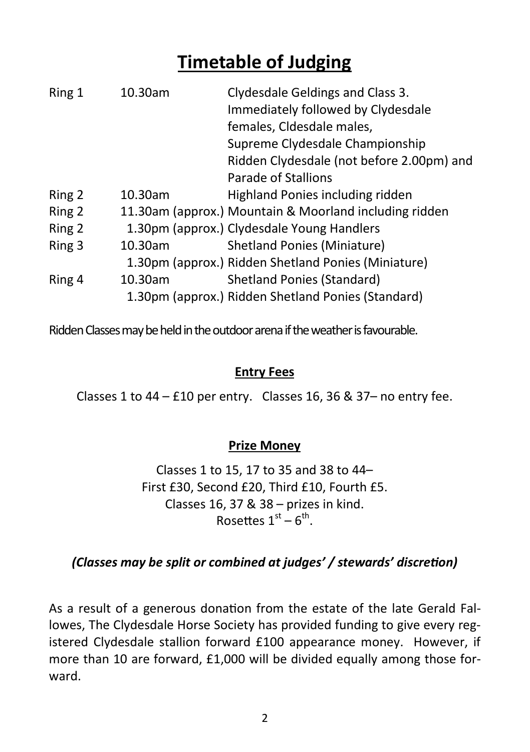# Timetable of Judging

| | | |
|---|---|---|
| Ring 1 | 10.30am | Clydesdale Geldings and Class 3. Immediately followed by Clydesdale females, Cldesdale males, Supreme Clydesdale Championship Ridden Clydesdale (not before 2.00pm) and Parade of Stallions |
| Ring 2 | 10.30am | Highland Ponies including ridden |
| Ring 2 | 11.30am (approx.) | Mountain & Moorland including ridden |
| Ring 2 | 1.30pm (approx.) | Clydesdale Young Handlers |
| Ring 3 | 10.30am | Shetland Ponies (Miniature) |
| | 1.30pm (approx.) | Ridden Shetland Ponies (Miniature) |
| Ring 4 | 10.30am | Shetland Ponies (Standard) |
| | 1.30pm (approx.) | Ridden Shetland Ponies (Standard) |

Ridden Classes may be held in the outdoor arena if the weather is favourable.

**Entry Fees**

Classes 1 to 44 – £10 per entry. Classes 16, 36 & 37– no entry fee.

**Prize Money**

Classes 1 to 15, 17 to 35 and 38 to 44–
First £30, Second £20, Third £10, Fourth £5.
Classes 16, 37 & 38 – prizes in kind.
Rosettes 1st – 6th.

***(Classes may be split or combined at judges' / stewards' discretion)***

As a result of a generous donation from the estate of the late Gerald Fallowes, The Clydesdale Horse Society has provided funding to give every registered Clydesdale stallion forward £100 appearance money. However, if more than 10 are forward, £1,000 will be divided equally among those forward.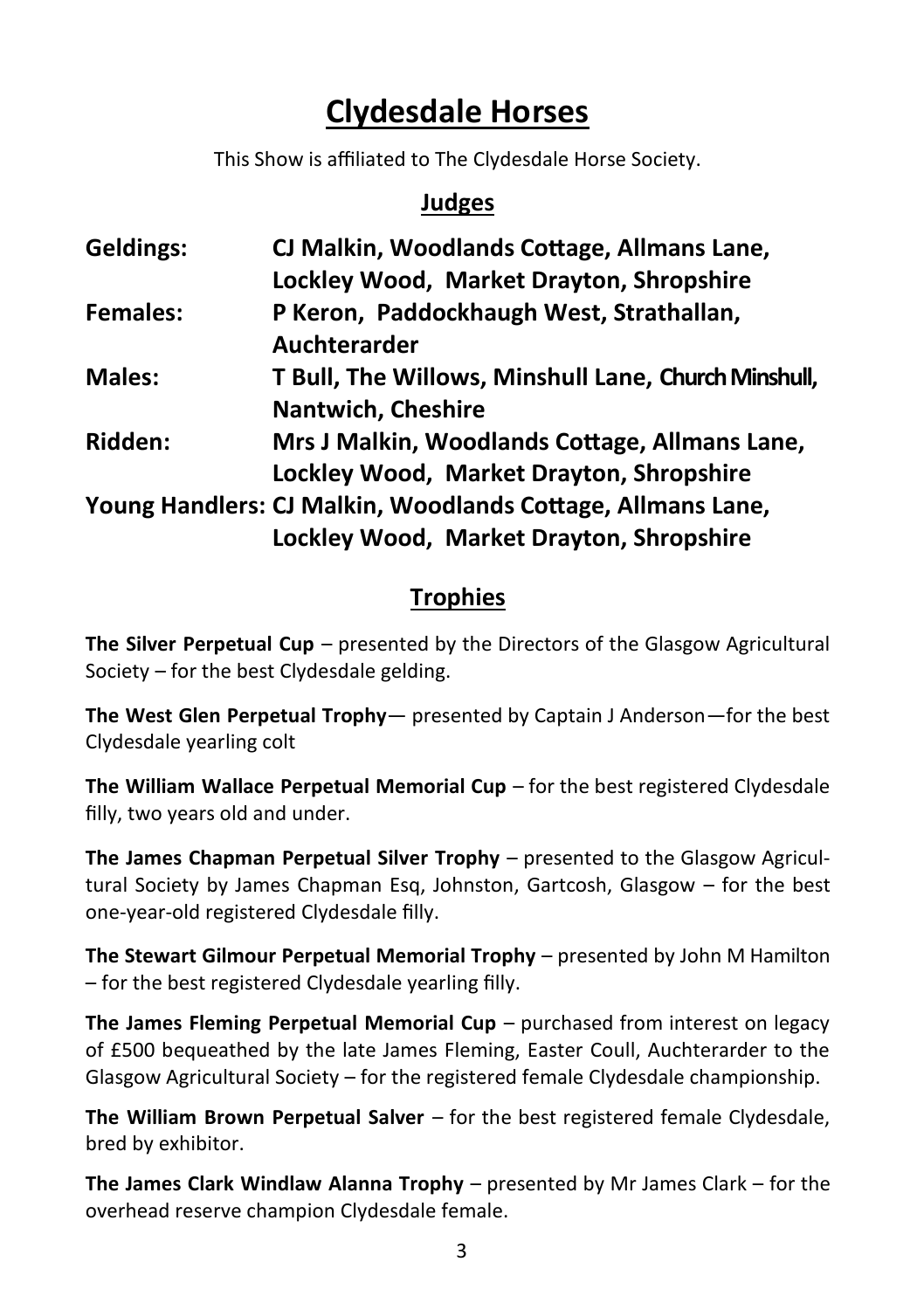# Clydesdale Horses

This Show is affiliated to The Clydesdale Horse Society.

## Judges

| | |
|---|---|
| **Geldings:** | **CJ Malkin, Woodlands Cottage, Allmans Lane, Lockley Wood, Market Drayton, Shropshire** |
| **Females:** | **P Keron, Paddockhaugh West, Strathallan, Auchterarder** |
| **Males:** | **T Bull, The Willows, Minshull Lane, Church Minshull, Nantwich, Cheshire** |
| **Ridden:** | **Mrs J Malkin, Woodlands Cottage, Allmans Lane, Lockley Wood, Market Drayton, Shropshire** |
| **Young Handlers:** | **CJ Malkin, Woodlands Cottage, Allmans Lane, Lockley Wood, Market Drayton, Shropshire** |

## Trophies

**The Silver Perpetual Cup** – presented by the Directors of the Glasgow Agricultural Society – for the best Clydesdale gelding.

**The West Glen Perpetual Trophy**— presented by Captain J Anderson—for the best Clydesdale yearling colt

**The William Wallace Perpetual Memorial Cup** – for the best registered Clydesdale filly, two years old and under.

**The James Chapman Perpetual Silver Trophy** – presented to the Glasgow Agricultural Society by James Chapman Esq, Johnston, Gartcosh, Glasgow – for the best one-year-old registered Clydesdale filly.

**The Stewart Gilmour Perpetual Memorial Trophy** – presented by John M Hamilton – for the best registered Clydesdale yearling filly.

**The James Fleming Perpetual Memorial Cup** – purchased from interest on legacy of £500 bequeathed by the late James Fleming, Easter Coull, Auchterarder to the Glasgow Agricultural Society – for the registered female Clydesdale championship.

**The William Brown Perpetual Salver** – for the best registered female Clydesdale, bred by exhibitor.

**The James Clark Windlaw Alanna Trophy** – presented by Mr James Clark – for the overhead reserve champion Clydesdale female.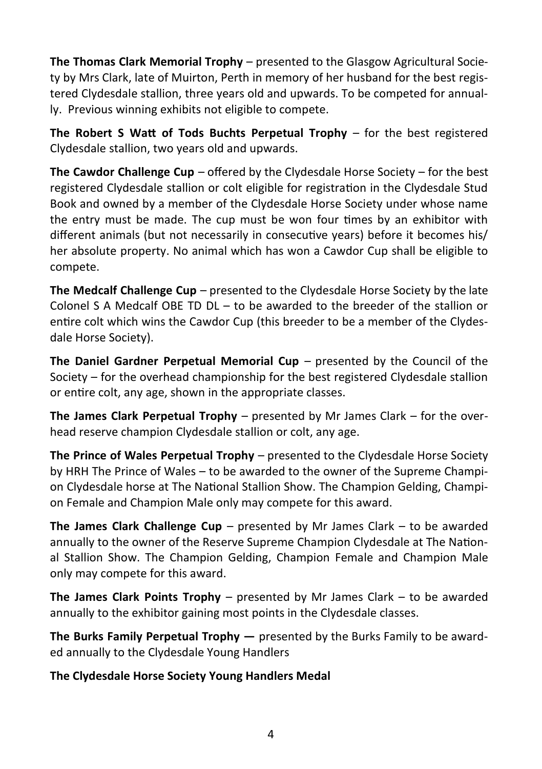**The Thomas Clark Memorial Trophy** – presented to the Glasgow Agricultural Society by Mrs Clark, late of Muirton, Perth in memory of her husband for the best registered Clydesdale stallion, three years old and upwards. To be competed for annually. Previous winning exhibits not eligible to compete.

**The Robert S Watt of Tods Buchts Perpetual Trophy** – for the best registered Clydesdale stallion, two years old and upwards.

**The Cawdor Challenge Cup** – offered by the Clydesdale Horse Society – for the best registered Clydesdale stallion or colt eligible for registration in the Clydesdale Stud Book and owned by a member of the Clydesdale Horse Society under whose name the entry must be made. The cup must be won four times by an exhibitor with different animals (but not necessarily in consecutive years) before it becomes his/ her absolute property. No animal which has won a Cawdor Cup shall be eligible to compete.

**The Medcalf Challenge Cup** – presented to the Clydesdale Horse Society by the late Colonel S A Medcalf OBE TD DL – to be awarded to the breeder of the stallion or entire colt which wins the Cawdor Cup (this breeder to be a member of the Clydesdale Horse Society).

**The Daniel Gardner Perpetual Memorial Cup** – presented by the Council of the Society – for the overhead championship for the best registered Clydesdale stallion or entire colt, any age, shown in the appropriate classes.

**The James Clark Perpetual Trophy** – presented by Mr James Clark – for the overhead reserve champion Clydesdale stallion or colt, any age.

**The Prince of Wales Perpetual Trophy** – presented to the Clydesdale Horse Society by HRH The Prince of Wales – to be awarded to the owner of the Supreme Champion Clydesdale horse at The National Stallion Show. The Champion Gelding, Champion Female and Champion Male only may compete for this award.

**The James Clark Challenge Cup** – presented by Mr James Clark – to be awarded annually to the owner of the Reserve Supreme Champion Clydesdale at The National Stallion Show. The Champion Gelding, Champion Female and Champion Male only may compete for this award.

**The James Clark Points Trophy** – presented by Mr James Clark – to be awarded annually to the exhibitor gaining most points in the Clydesdale classes.

**The Burks Family Perpetual Trophy —** presented by the Burks Family to be awarded annually to the Clydesdale Young Handlers

**The Clydesdale Horse Society Young Handlers Medal**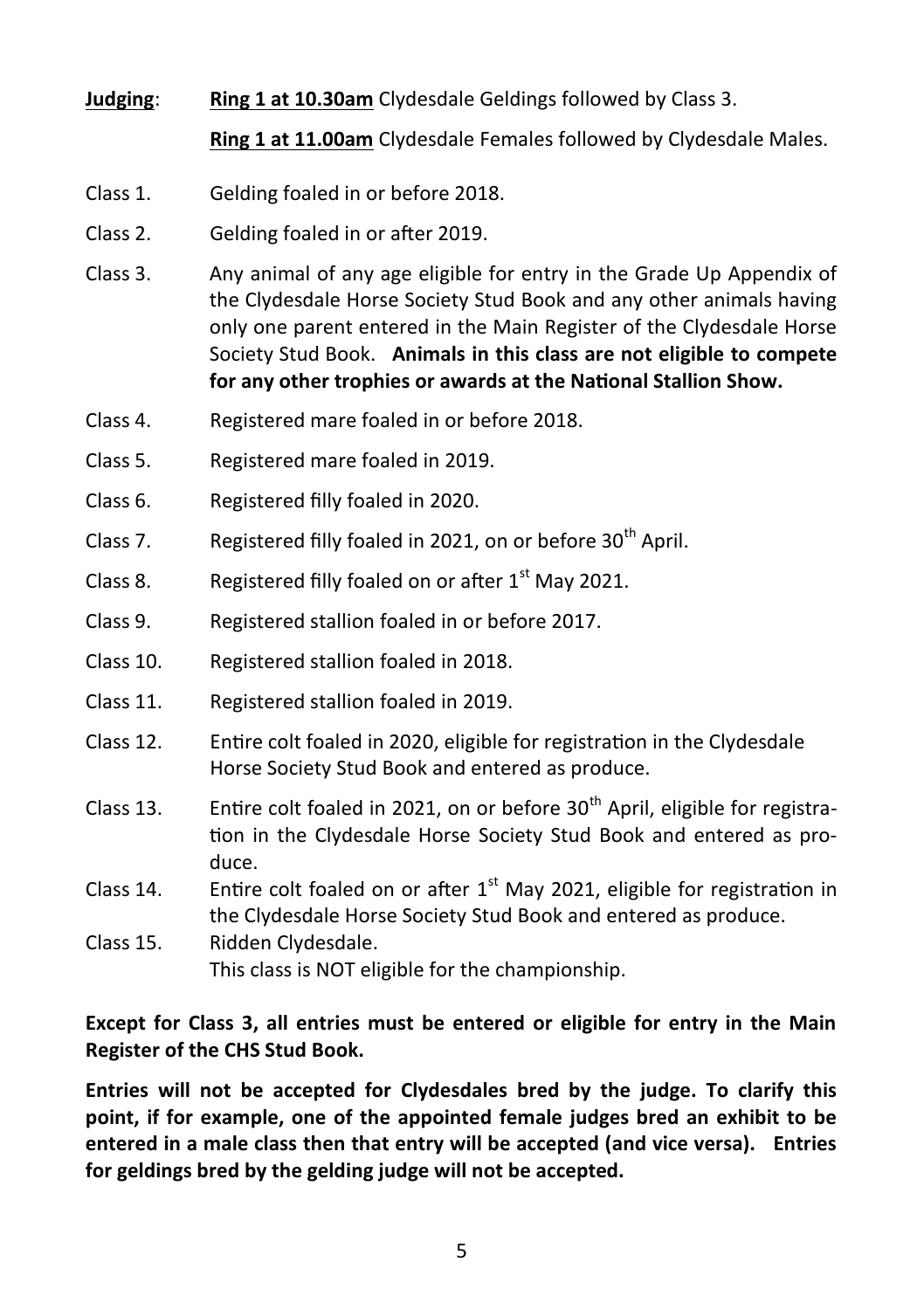**Judging**: **Ring 1 at 10.30am** Clydesdale Geldings followed by Class 3.

**Ring 1 at 11.00am** Clydesdale Females followed by Clydesdale Males.

Class 1. Gelding foaled in or before 2018.

Class 2. Gelding foaled in or after 2019.

Class 3. Any animal of any age eligible for entry in the Grade Up Appendix of the Clydesdale Horse Society Stud Book and any other animals having only one parent entered in the Main Register of the Clydesdale Horse Society Stud Book. **Animals in this class are not eligible to compete for any other trophies or awards at the National Stallion Show.**

Class 4. Registered mare foaled in or before 2018.

Class 5. Registered mare foaled in 2019.

Class 6. Registered filly foaled in 2020.

Class 7. Registered filly foaled in 2021, on or before 30th April.

Class 8. Registered filly foaled on or after 1st May 2021.

Class 9. Registered stallion foaled in or before 2017.

Class 10. Registered stallion foaled in 2018.

Class 11. Registered stallion foaled in 2019.

Class 12. Entire colt foaled in 2020, eligible for registration in the Clydesdale Horse Society Stud Book and entered as produce.

Class 13. Entire colt foaled in 2021, on or before 30th April, eligible for registration in the Clydesdale Horse Society Stud Book and entered as produce.

Class 14. Entire colt foaled on or after 1st May 2021, eligible for registration in the Clydesdale Horse Society Stud Book and entered as produce.

Class 15. Ridden Clydesdale.
This class is NOT eligible for the championship.

**Except for Class 3, all entries must be entered or eligible for entry in the Main Register of the CHS Stud Book.**

**Entries will not be accepted for Clydesdales bred by the judge. To clarify this point, if for example, one of the appointed female judges bred an exhibit to be entered in a male class then that entry will be accepted (and vice versa). Entries for geldings bred by the gelding judge will not be accepted.**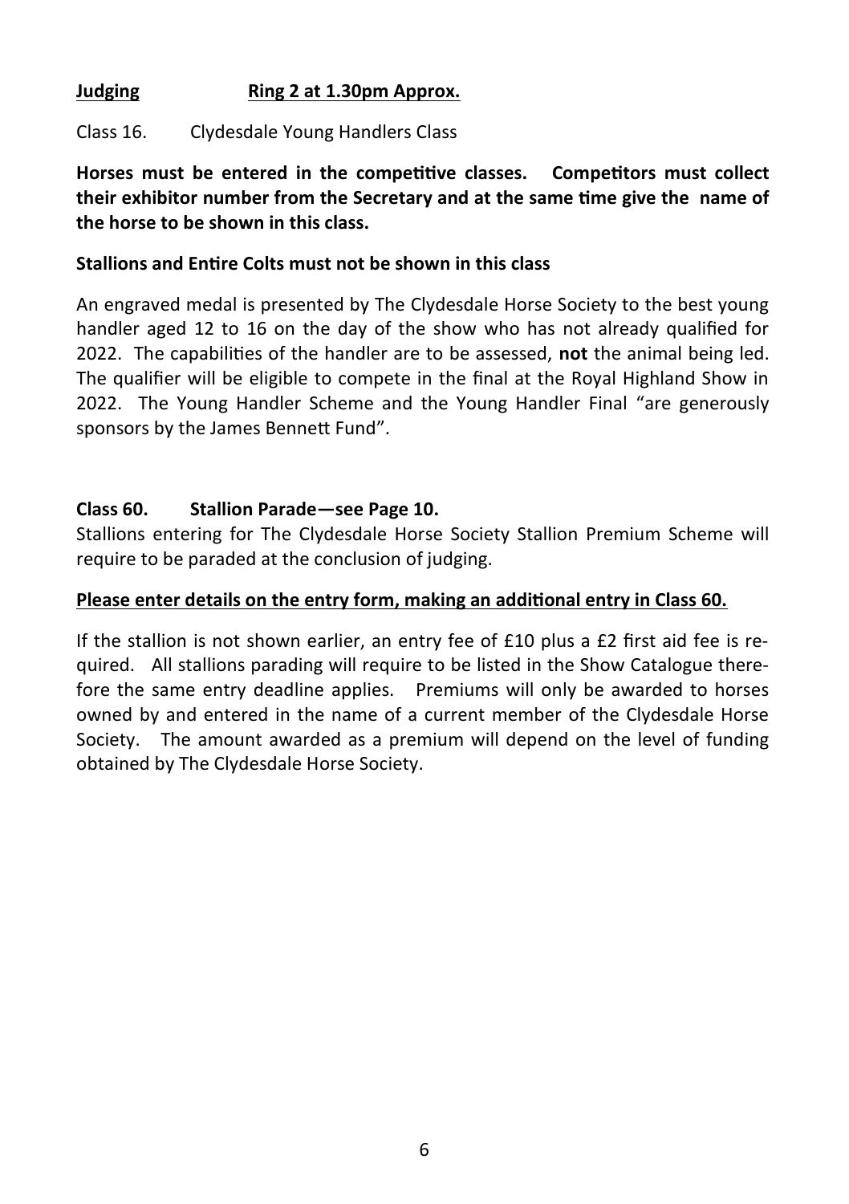**Judging** **Ring 2 at 1.30pm Approx.**

Class 16. Clydesdale Young Handlers Class

**Horses must be entered in the competitive classes. Competitors must collect their exhibitor number from the Secretary and at the same time give the name of the horse to be shown in this class.**

**Stallions and Entire Colts must not be shown in this class**

An engraved medal is presented by The Clydesdale Horse Society to the best young handler aged 12 to 16 on the day of the show who has not already qualified for 2022. The capabilities of the handler are to be assessed, **not** the animal being led. The qualifier will be eligible to compete in the final at the Royal Highland Show in 2022. The Young Handler Scheme and the Young Handler Final "are generously sponsors by the James Bennett Fund".

**Class 60. Stallion Parade—see Page 10.**

Stallions entering for The Clydesdale Horse Society Stallion Premium Scheme will require to be paraded at the conclusion of judging.

**Please enter details on the entry form, making an additional entry in Class 60.**

If the stallion is not shown earlier, an entry fee of £10 plus a £2 first aid fee is required. All stallions parading will require to be listed in the Show Catalogue therefore the same entry deadline applies. Premiums will only be awarded to horses owned by and entered in the name of a current member of the Clydesdale Horse Society. The amount awarded as a premium will depend on the level of funding obtained by The Clydesdale Horse Society.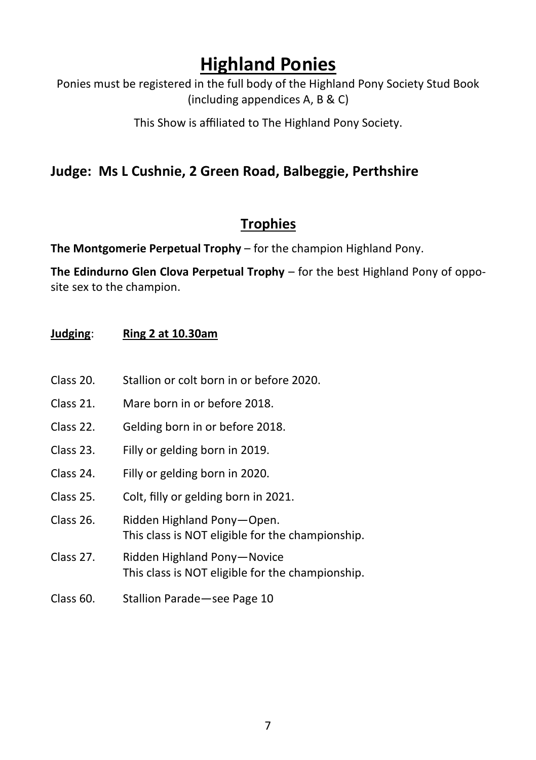# Highland Ponies

Ponies must be registered in the full body of the Highland Pony Society Stud Book (including appendices A, B & C)

This Show is affiliated to The Highland Pony Society.

## Judge: Ms L Cushnie, 2 Green Road, Balbeggie, Perthshire

## Trophies

**The Montgomerie Perpetual Trophy** – for the champion Highland Pony.

**The Edindurno Glen Clova Perpetual Trophy** – for the best Highland Pony of opposite sex to the champion.

**Judging**: **Ring 2 at 10.30am**

Class 20. Stallion or colt born in or before 2020.

Class 21. Mare born in or before 2018.

Class 22. Gelding born in or before 2018.

Class 23. Filly or gelding born in 2019.

Class 24. Filly or gelding born in 2020.

Class 25. Colt, filly or gelding born in 2021.

Class 26. Ridden Highland Pony—Open.
This class is NOT eligible for the championship.

Class 27. Ridden Highland Pony—Novice
This class is NOT eligible for the championship.

Class 60. Stallion Parade—see Page 10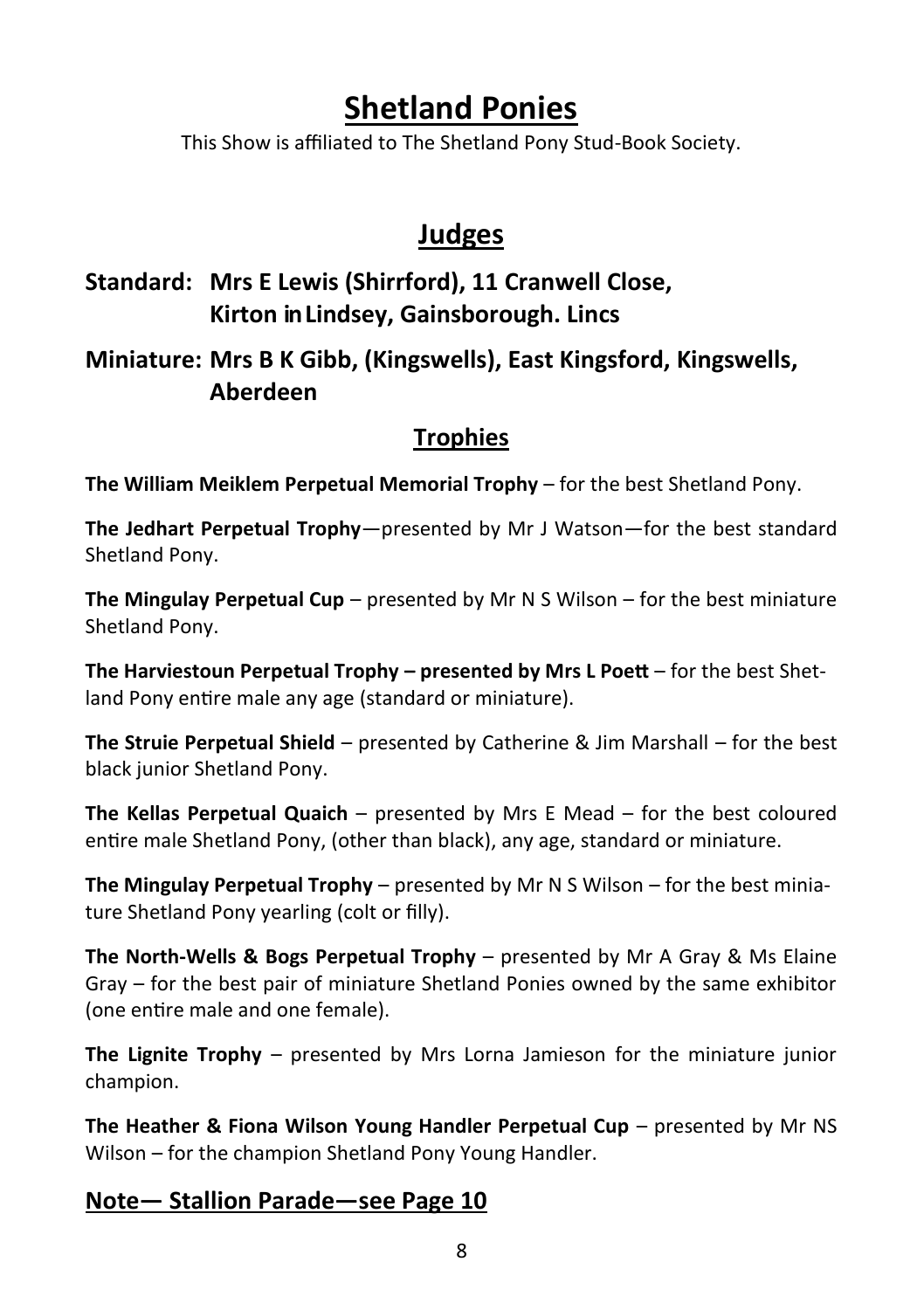# Shetland Ponies

This Show is affiliated to The Shetland Pony Stud-Book Society.

## Judges

**Standard: Mrs E Lewis (Shirrford), 11 Cranwell Close, Kirton in Lindsey, Gainsborough. Lincs**

**Miniature: Mrs B K Gibb, (Kingswells), East Kingsford, Kingswells, Aberdeen**

### Trophies

**The William Meiklem Perpetual Memorial Trophy** – for the best Shetland Pony.

**The Jedhart Perpetual Trophy**—presented by Mr J Watson—for the best standard Shetland Pony.

**The Mingulay Perpetual Cup** – presented by Mr N S Wilson – for the best miniature Shetland Pony.

**The Harviestoun Perpetual Trophy – presented by Mrs L Poett** – for the best Shetland Pony entire male any age (standard or miniature).

**The Struie Perpetual Shield** – presented by Catherine & Jim Marshall – for the best black junior Shetland Pony.

**The Kellas Perpetual Quaich** – presented by Mrs E Mead – for the best coloured entire male Shetland Pony, (other than black), any age, standard or miniature.

**The Mingulay Perpetual Trophy** – presented by Mr N S Wilson – for the best miniature Shetland Pony yearling (colt or filly).

**The North-Wells & Bogs Perpetual Trophy** – presented by Mr A Gray & Ms Elaine Gray – for the best pair of miniature Shetland Ponies owned by the same exhibitor (one entire male and one female).

**The Lignite Trophy** – presented by Mrs Lorna Jamieson for the miniature junior champion.

**The Heather & Fiona Wilson Young Handler Perpetual Cup** – presented by Mr NS Wilson – for the champion Shetland Pony Young Handler.

## Note— Stallion Parade—see Page 10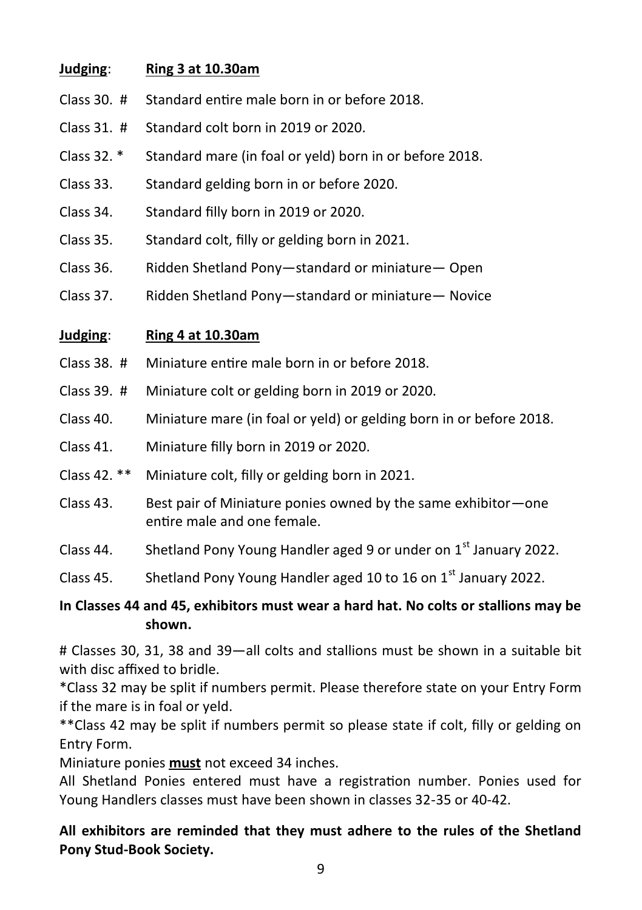**Judging**: **Ring 3 at 10.30am**

Class 30. # Standard entire male born in or before 2018.

Class 31. # Standard colt born in 2019 or 2020.

Class 32. * Standard mare (in foal or yeld) born in or before 2018.

Class 33. Standard gelding born in or before 2020.

Class 34. Standard filly born in 2019 or 2020.

Class 35. Standard colt, filly or gelding born in 2021.

Class 36. Ridden Shetland Pony—standard or miniature— Open

Class 37. Ridden Shetland Pony—standard or miniature— Novice

**Judging**: **Ring 4 at 10.30am**

Class 38. # Miniature entire male born in or before 2018.

Class 39. # Miniature colt or gelding born in 2019 or 2020.

Class 40. Miniature mare (in foal or yeld) or gelding born in or before 2018.

Class 41. Miniature filly born in 2019 or 2020.

Class 42. ** Miniature colt, filly or gelding born in 2021.

Class 43. Best pair of Miniature ponies owned by the same exhibitor—one entire male and one female.

Class 44. Shetland Pony Young Handler aged 9 or under on 1st January 2022.

Class 45. Shetland Pony Young Handler aged 10 to 16 on 1st January 2022.

**In Classes 44 and 45, exhibitors must wear a hard hat. No colts or stallions may be shown.**

# Classes 30, 31, 38 and 39—all colts and stallions must be shown in a suitable bit with disc affixed to bridle.

*Class 32 may be split if numbers permit. Please therefore state on your Entry Form if the mare is in foal or yeld.

**Class 42 may be split if numbers permit so please state if colt, filly or gelding on Entry Form.

Miniature ponies **must** not exceed 34 inches.

All Shetland Ponies entered must have a registration number. Ponies used for Young Handlers classes must have been shown in classes 32-35 or 40-42.

**All exhibitors are reminded that they must adhere to the rules of the Shetland Pony Stud-Book Society.**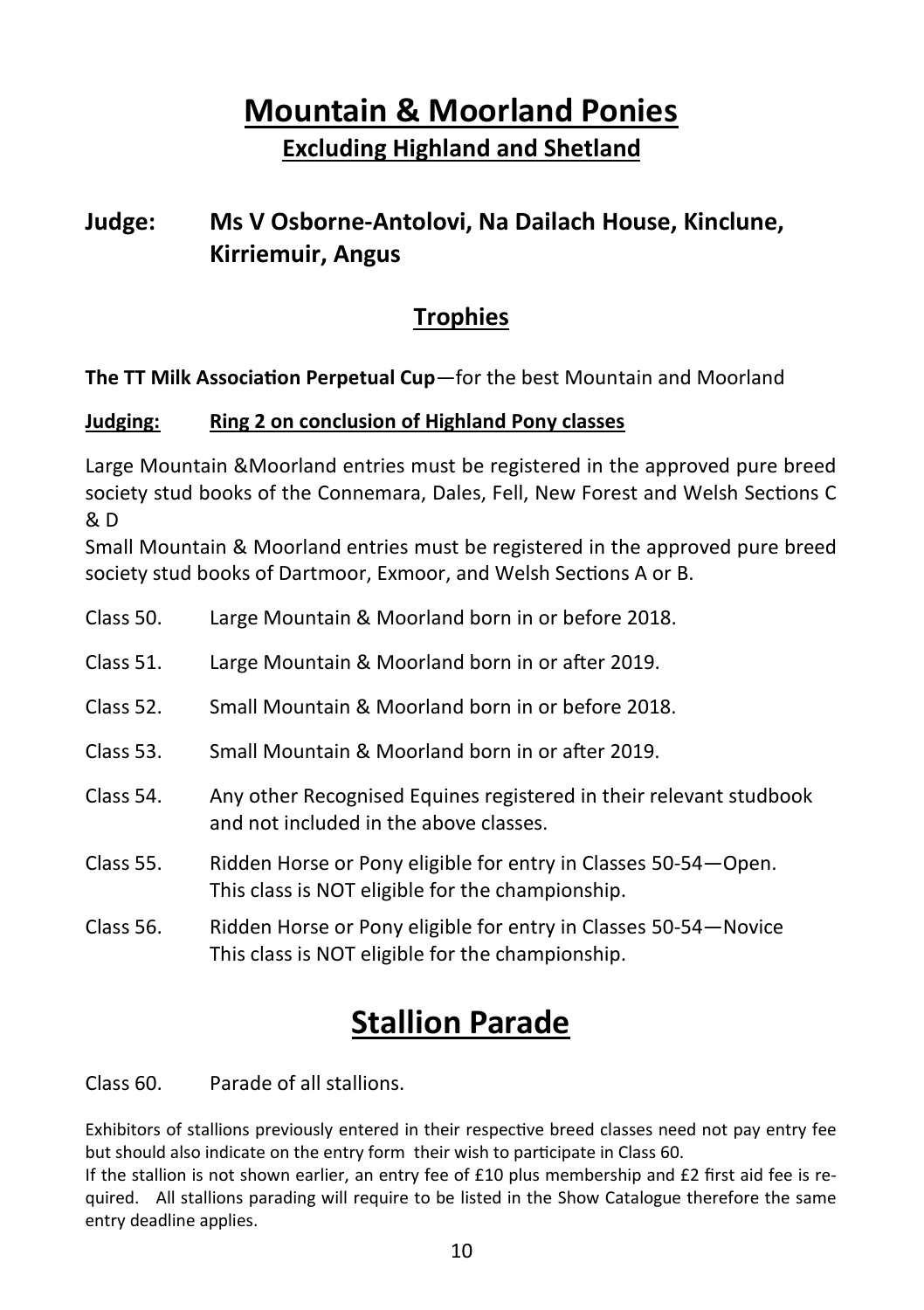# Mountain & Moorland Ponies

## Excluding Highland and Shetland

## Judge: Ms V Osborne-Antolovi, Na Dailach House, Kinclune, Kirriemuir, Angus

## Trophies

**The TT Milk Association Perpetual Cup**—for the best Mountain and Moorland

**Judging: Ring 2 on conclusion of Highland Pony classes**

Large Mountain &Moorland entries must be registered in the approved pure breed society stud books of the Connemara, Dales, Fell, New Forest and Welsh Sections C & D

Small Mountain & Moorland entries must be registered in the approved pure breed society stud books of Dartmoor, Exmoor, and Welsh Sections A or B.

Class 50. Large Mountain & Moorland born in or before 2018.

Class 51. Large Mountain & Moorland born in or after 2019.

Class 52. Small Mountain & Moorland born in or before 2018.

Class 53. Small Mountain & Moorland born in or after 2019.

Class 54. Any other Recognised Equines registered in their relevant studbook and not included in the above classes.

Class 55. Ridden Horse or Pony eligible for entry in Classes 50-54—Open. This class is NOT eligible for the championship.

Class 56. Ridden Horse or Pony eligible for entry in Classes 50-54—Novice This class is NOT eligible for the championship.

# Stallion Parade

Class 60. Parade of all stallions.

Exhibitors of stallions previously entered in their respective breed classes need not pay entry fee but should also indicate on the entry form their wish to participate in Class 60.

If the stallion is not shown earlier, an entry fee of £10 plus membership and £2 first aid fee is required. All stallions parading will require to be listed in the Show Catalogue therefore the same entry deadline applies.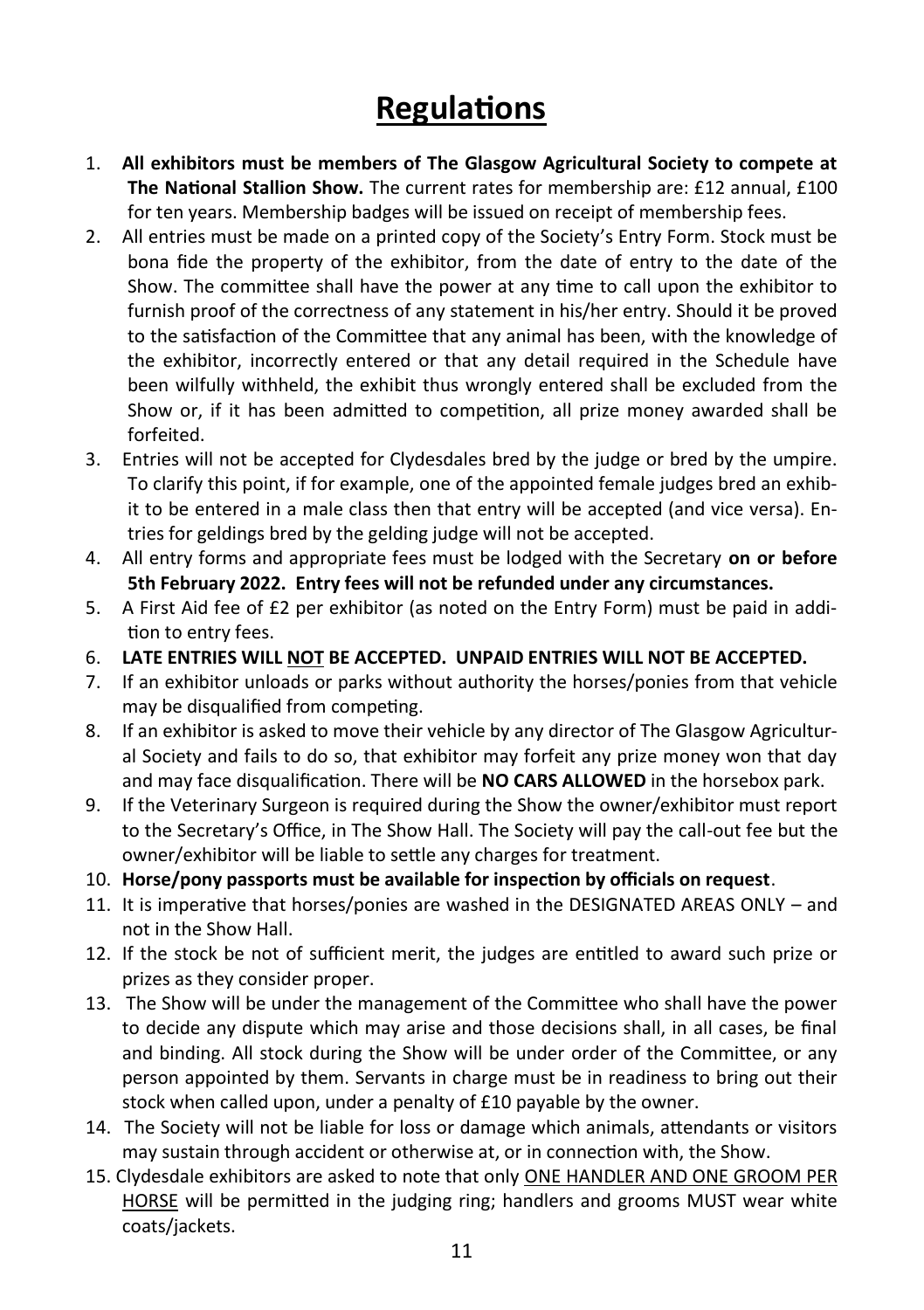# Regulations

1. **All exhibitors must be members of The Glasgow Agricultural Society to compete at The National Stallion Show.** The current rates for membership are: £12 annual, £100 for ten years. Membership badges will be issued on receipt of membership fees.
2. All entries must be made on a printed copy of the Society's Entry Form. Stock must be bona fide the property of the exhibitor, from the date of entry to the date of the Show. The committee shall have the power at any time to call upon the exhibitor to furnish proof of the correctness of any statement in his/her entry. Should it be proved to the satisfaction of the Committee that any animal has been, with the knowledge of the exhibitor, incorrectly entered or that any detail required in the Schedule have been wilfully withheld, the exhibit thus wrongly entered shall be excluded from the Show or, if it has been admitted to competition, all prize money awarded shall be forfeited.
3. Entries will not be accepted for Clydesdales bred by the judge or bred by the umpire. To clarify this point, if for example, one of the appointed female judges bred an exhibit to be entered in a male class then that entry will be accepted (and vice versa). Entries for geldings bred by the gelding judge will not be accepted.
4. All entry forms and appropriate fees must be lodged with the Secretary **on or before 5th February 2022. Entry fees will not be refunded under any circumstances.**
5. A First Aid fee of £2 per exhibitor (as noted on the Entry Form) must be paid in addition to entry fees.
6. **LATE ENTRIES WILL <u>NOT</u> BE ACCEPTED. UNPAID ENTRIES WILL NOT BE ACCEPTED.**
7. If an exhibitor unloads or parks without authority the horses/ponies from that vehicle may be disqualified from competing.
8. If an exhibitor is asked to move their vehicle by any director of The Glasgow Agricultural Society and fails to do so, that exhibitor may forfeit any prize money won that day and may face disqualification. There will be **NO CARS ALLOWED** in the horsebox park.
9. If the Veterinary Surgeon is required during the Show the owner/exhibitor must report to the Secretary's Office, in The Show Hall. The Society will pay the call-out fee but the owner/exhibitor will be liable to settle any charges for treatment.
10. **Horse/pony passports must be available for inspection by officials on request**.
11. It is imperative that horses/ponies are washed in the DESIGNATED AREAS ONLY – and not in the Show Hall.
12. If the stock be not of sufficient merit, the judges are entitled to award such prize or prizes as they consider proper.
13. The Show will be under the management of the Committee who shall have the power to decide any dispute which may arise and those decisions shall, in all cases, be final and binding. All stock during the Show will be under order of the Committee, or any person appointed by them. Servants in charge must be in readiness to bring out their stock when called upon, under a penalty of £10 payable by the owner.
14. The Society will not be liable for loss or damage which animals, attendants or visitors may sustain through accident or otherwise at, or in connection with, the Show.
15. Clydesdale exhibitors are asked to note that only <u>ONE HANDLER AND ONE GROOM PER HORSE</u> will be permitted in the judging ring; handlers and grooms MUST wear white coats/jackets.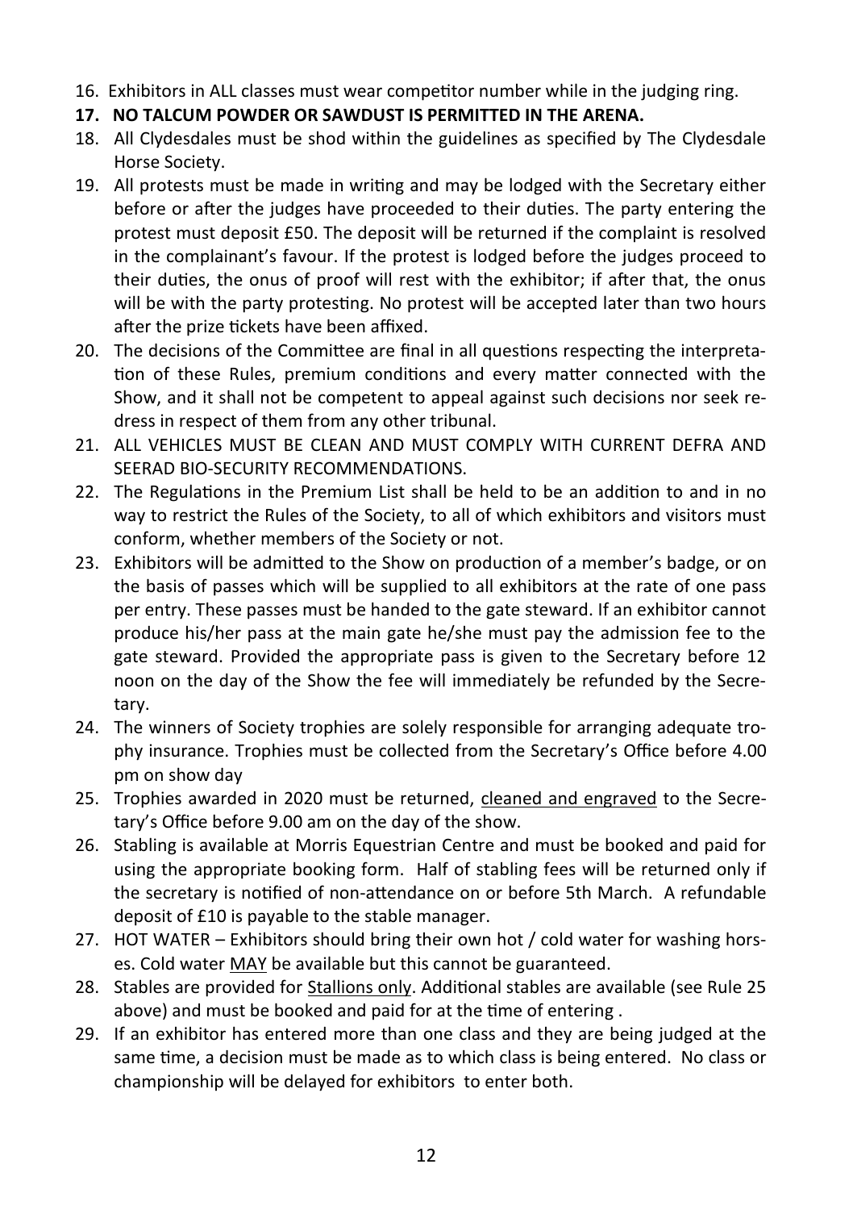16. Exhibitors in ALL classes must wear competitor number while in the judging ring.
17. **NO TALCUM POWDER OR SAWDUST IS PERMITTED IN THE ARENA.**
18. All Clydesdales must be shod within the guidelines as specified by The Clydesdale Horse Society.
19. All protests must be made in writing and may be lodged with the Secretary either before or after the judges have proceeded to their duties. The party entering the protest must deposit £50. The deposit will be returned if the complaint is resolved in the complainant's favour. If the protest is lodged before the judges proceed to their duties, the onus of proof will rest with the exhibitor; if after that, the onus will be with the party protesting. No protest will be accepted later than two hours after the prize tickets have been affixed.
20. The decisions of the Committee are final in all questions respecting the interpretation of these Rules, premium conditions and every matter connected with the Show, and it shall not be competent to appeal against such decisions nor seek redress in respect of them from any other tribunal.
21. ALL VEHICLES MUST BE CLEAN AND MUST COMPLY WITH CURRENT DEFRA AND SEERAD BIO-SECURITY RECOMMENDATIONS.
22. The Regulations in the Premium List shall be held to be an addition to and in no way to restrict the Rules of the Society, to all of which exhibitors and visitors must conform, whether members of the Society or not.
23. Exhibitors will be admitted to the Show on production of a member's badge, or on the basis of passes which will be supplied to all exhibitors at the rate of one pass per entry. These passes must be handed to the gate steward. If an exhibitor cannot produce his/her pass at the main gate he/she must pay the admission fee to the gate steward. Provided the appropriate pass is given to the Secretary before 12 noon on the day of the Show the fee will immediately be refunded by the Secretary.
24. The winners of Society trophies are solely responsible for arranging adequate trophy insurance. Trophies must be collected from the Secretary's Office before 4.00 pm on show day
25. Trophies awarded in 2020 must be returned, <u>cleaned and engraved</u> to the Secretary's Office before 9.00 am on the day of the show.
26. Stabling is available at Morris Equestrian Centre and must be booked and paid for using the appropriate booking form. Half of stabling fees will be returned only if the secretary is notified of non-attendance on or before 5th March. A refundable deposit of £10 is payable to the stable manager.
27. HOT WATER – Exhibitors should bring their own hot / cold water for washing horses. Cold water <u>MAY</u> be available but this cannot be guaranteed.
28. Stables are provided for <u>Stallions only</u>. Additional stables are available (see Rule 25 above) and must be booked and paid for at the time of entering .
29. If an exhibitor has entered more than one class and they are being judged at the same time, a decision must be made as to which class is being entered. No class or championship will be delayed for exhibitors to enter both.